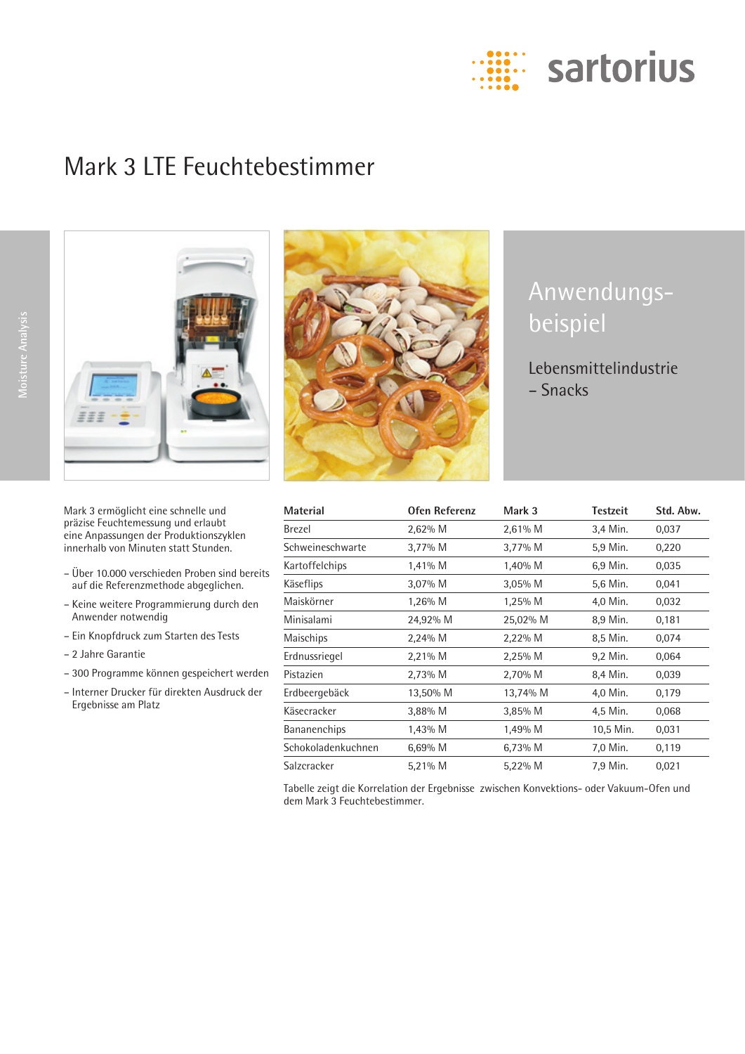# Mark 3 LTE Feuchtebestimmer

Moisture Analysis

## Anwendungs-beispiel

### Lebensmittelindustrie – Snacks

Mark 3 ermöglicht eine schnelle und präzise Feuchtemessung und erlaubt eine Anpassungen der Produktionszyklen innerhalb von Minuten statt Stunden.

- Über 10.000 verschieden Proben sind bereits auf die Referenzmethode abgeglichen.
- Keine weitere Programmierung durch den Anwender notwendig
- Ein Knopfdruck zum Starten des Tests
- 2 Jahre Garantie
- 300 Programme können gespeichert werden
- Interner Drucker für direkten Ausdruck der Ergebnisse am Platz

| Material | Ofen Referenz | Mark 3 | Testzeit | Std. Abw. |
|---|---|---|---|---|
| Brezel | 2,62% M | 2,61% M | 3,4 Min. | 0,037 |
| Schweineschwarte | 3,77% M | 3,77% M | 5,9 Min. | 0,220 |
| Kartoffelchips | 1,41% M | 1,40% M | 6,9 Min. | 0,035 |
| Käseflips | 3,07% M | 3,05% M | 5,6 Min. | 0,041 |
| Maiskörner | 1,26% M | 1,25% M | 4,0 Min. | 0,032 |
| Minisalami | 24,92% M | 25,02% M | 8,9 Min. | 0,181 |
| Maischips | 2,24% M | 2,22% M | 8,5 Min. | 0,074 |
| Erdnussriegel | 2,21% M | 2,25% M | 9,2 Min. | 0,064 |
| Pistazien | 2,73% M | 2,70% M | 8,4 Min. | 0,039 |
| Erdbeergebäck | 13,50% M | 13,74% M | 4,0 Min. | 0,179 |
| Käsecracker | 3,88% M | 3,85% M | 4,5 Min. | 0,068 |
| Bananenchips | 1,43% M | 1,49% M | 10,5 Min. | 0,031 |
| Schokoladenkuchnen | 6,69% M | 6,73% M | 7,0 Min. | 0,119 |
| Salzcracker | 5,21% M | 5,22% M | 7,9 Min. | 0,021 |

Tabelle zeigt die Korrelation der Ergebnisse zwischen Konvektions- oder Vakuum-Ofen und dem Mark 3 Feuchtebestimmer.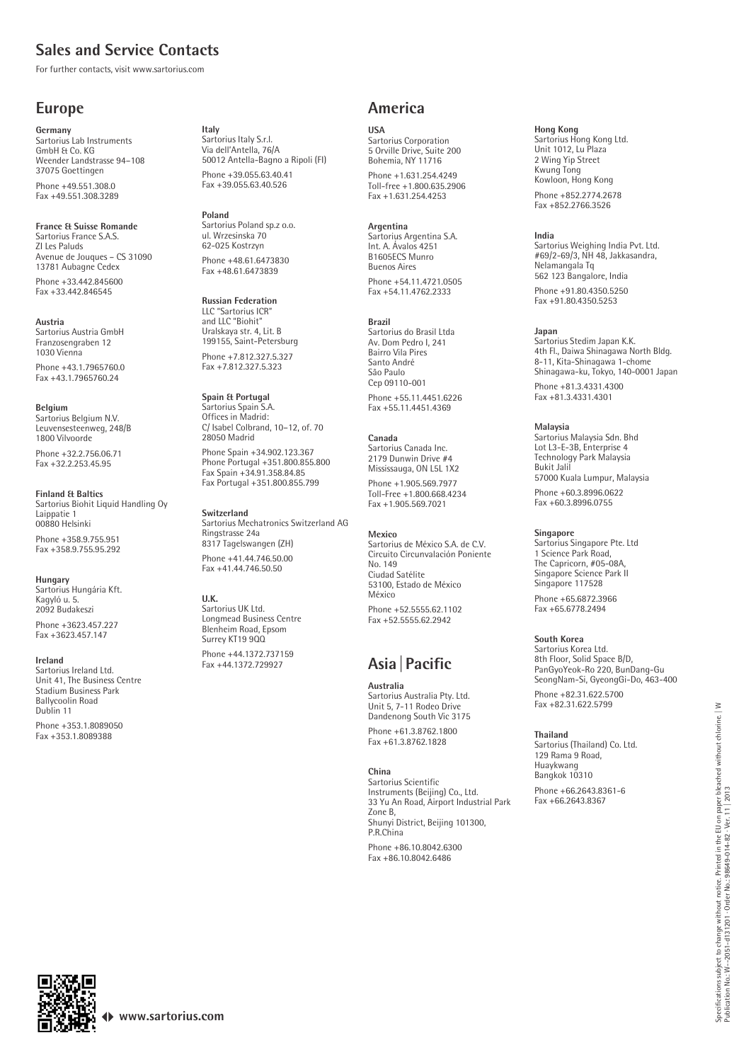# Sales and Service Contacts

For further contacts, visit www.sartorius.com

## Europe

**Germany**
Sartorius Lab Instruments
GmbH & Co. KG
Weender Landstrasse 94–108
37075 Goettingen

Phone +49.551.308.0
Fax +49.551.308.3289

**France & Suisse Romande**
Sartorius France S.A.S.
ZI Les Paluds
Avenue de Jouques – CS 31090
13781 Aubagne Cedex

Phone +33.442.845600
Fax +33.442.846545

**Austria**
Sartorius Austria GmbH
Franzosengraben 12
1030 Vienna

Phone +43.1.7965760.0
Fax +43.1.7965760.24

**Belgium**
Sartorius Belgium N.V.
Leuvensesteenweg, 248/B
1800 Vilvoorde

Phone +32.2.756.06.71
Fax +32.2.253.45.95

**Finland & Baltics**
Sartorius Biohit Liquid Handling Oy
Laippatie 1
00880 Helsinki

Phone +358.9.755.951
Fax +358.9.755.95.292

**Hungary**
Sartorius Hungária Kft.
Kagyló u. 5.
2092 Budakeszi

Phone +3623.457.227
Fax +3623.457.147

**Ireland**
Sartorius Ireland Ltd.
Unit 41, The Business Centre
Stadium Business Park
Ballycoolin Road
Dublin 11

Phone +353.1.8089050
Fax +353.1.8089388

**Italy**
Sartorius Italy S.r.l.
Via dell'Antella, 76/A
50012 Antella-Bagno a Ripoli (FI)

Phone +39.055.63.40.41
Fax +39.055.63.40.526

**Poland**
Sartorius Poland sp.z o.o.
ul. Wrzesinska 70
62-025 Kostrzyn

Phone +48.61.6473830
Fax +48.61.6473839

**Russian Federation**
LLC "Sartorius ICR"
and LLC "Biohit"
Uralskaya str. 4, Lit. B
199155, Saint-Petersburg

Phone +7.812.327.5.327
Fax +7.812.327.5.323

**Spain & Portugal**
Sartorius Spain S.A.
Offices in Madrid:
C/ Isabel Colbrand, 10–12, of. 70
28050 Madrid

Phone Spain +34.902.123.367
Phone Portugal +351.800.855.800
Fax Spain +34.91.358.84.85
Fax Portugal +351.800.855.799

**Switzerland**
Sartorius Mechatronics Switzerland AG
Ringstrasse 24a
8317 Tagelswangen (ZH)

Phone +41.44.746.50.00
Fax +41.44.746.50.50

**U.K.**
Sartorius UK Ltd.
Longmead Business Centre
Blenheim Road, Epsom
Surrey KT19 9QQ

Phone +44.1372.737159
Fax +44.1372.729927

## America

**USA**
Sartorius Corporation
5 Orville Drive, Suite 200
Bohemia, NY 11716

Phone +1.631.254.4249
Toll-free +1.800.635.2906
Fax +1.631.254.4253

**Argentina**
Sartorius Argentina S.A.
Int. A. Ávalos 4251
B1605ECS Munro
Buenos Aires

Phone +54.11.4721.0505
Fax +54.11.4762.2333

**Brazil**
Sartorius do Brasil Ltda
Av. Dom Pedro I, 241
Bairro Vila Pires
Santo André
São Paulo
Cep 09110-001

Phone +55.11.4451.6226
Fax +55.11.4451.4369

**Canada**
Sartorius Canada Inc.
2179 Dunwin Drive #4
Mississauga, ON L5L 1X2

Phone +1.905.569.7977
Toll-Free +1.800.668.4234
Fax +1.905.569.7021

**Mexico**
Sartorius de México S.A. de C.V.
Circuito Circunvalación Poniente
No. 149
Ciudad Satélite
53100, Estado de México
México

Phone +52.5555.62.1102
Fax +52.5555.62.2942

## Asia | Pacific

**Australia**
Sartorius Australia Pty. Ltd.
Unit 5, 7-11 Rodeo Drive
Dandenong South Vic 3175

Phone +61.3.8762.1800
Fax +61.3.8762.1828

**China**
Sartorius Scientific
Instruments (Beijing) Co., Ltd.
33 Yu An Road, Airport Industrial Park
Zone B,
Shunyi District, Beijing 101300,
P.R.China

Phone +86.10.8042.6300
Fax +86.10.8042.6486

**Hong Kong**
Sartorius Hong Kong Ltd.
Unit 1012, Lu Plaza
2 Wing Yip Street
Kwung Tong
Kowloon, Hong Kong

Phone +852.2774.2678
Fax +852.2766.3526

**India**
Sartorius Weighing India Pvt. Ltd.
#69/2-69/3, NH 48, Jakkasandra,
Nelamangala Tq
562 123 Bangalore, India

Phone +91.80.4350.5250
Fax +91.80.4350.5253

**Japan**
Sartorius Stedim Japan K.K.
4th Fl., Daiwa Shinagawa North Bldg.
8-11, Kita-Shinagawa 1-chome
Shinagawa-ku, Tokyo, 140-0001 Japan

Phone +81.3.4331.4300
Fax +81.3.4331.4301

**Malaysia**
Sartorius Malaysia Sdn. Bhd
Lot L3-E-3B, Enterprise 4
Technology Park Malaysia
Bukit Jalil
57000 Kuala Lumpur, Malaysia

Phone +60.3.8996.0622
Fax +60.3.8996.0755

**Singapore**
Sartorius Singapore Pte. Ltd
1 Science Park Road,
The Capricorn, #05-08A,
Singapore Science Park II
Singapore 117528

Phone +65.6872.3966
Fax +65.6778.2494

**South Korea**
Sartorius Korea Ltd.
8th Floor, Solid Space B/D,
PanGyoYeok-Ro 220, BunDang-Gu
SeongNam-Si, GyeongGi-Do, 463-400

Phone +82.31.622.5700
Fax +82.31.622.5799

**Thailand**
Sartorius (Thailand) Co. Ltd.
129 Rama 9 Road,
Huaykwang
Bangkok 10310

Phone +66.2643.8361-6
Fax +66.2643.8367

www.sartorius.com

Specifications subject to change without notice. Printed in the EU on paper bleached without chlorine. | W
Publication No.: W--2051-d131201 · Order No.: 98649-014-82 · Ver. 11 | 2013